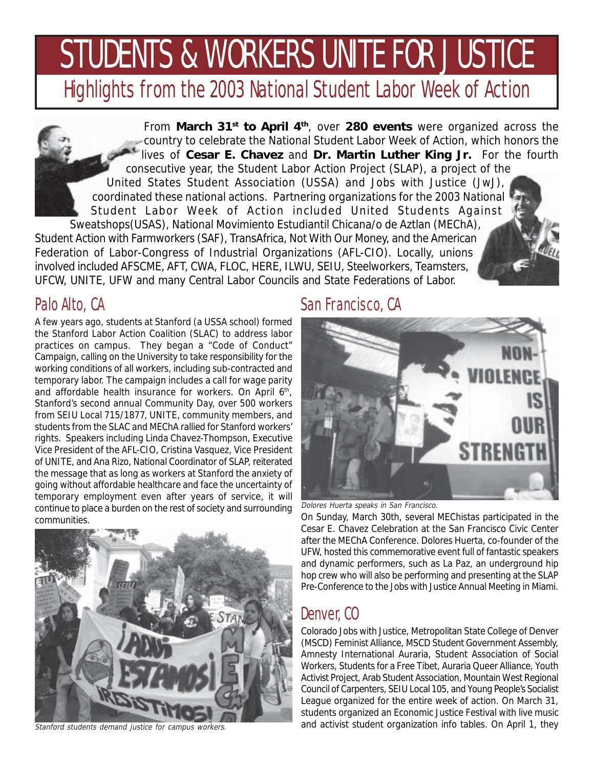# STUDENTS & WORKERS UNITE FOR JUSTICE

## Highlights from the 2003 National Student Labor Week of Action

From **March 31st to April 4th**, over **280 events** were organized across the country to celebrate the National Student Labor Week of Action, which honors the lives of **Cesar E. Chavez** and **Dr. Martin Luther King Jr.** For the fourth consecutive year, the Student Labor Action Project (SLAP), a project of the United States Student Association (USSA) and Jobs with Justice (JwJ), coordinated these national actions. Partnering organizations for the 2003 National Student Labor Week of Action included United Students Against Sweatshops(USAS), National Movimiento Estudiantil Chicana/o de Aztlan (MEChA), Student Action with Farmworkers (SAF), TransAfrica, Not With Our Money, and the American Federation of Labor-Congress of Industrial Organizations (AFL-CIO). Locally, unions involved included AFSCME, AFT, CWA, FLOC, HERE, ILWU, SEIU, Steelworkers, Teamsters, UFCW, UNITE, UFW and many Central Labor Councils and State Federations of Labor.

## Palo Alto, CA

A few years ago, students at Stanford (a USSA school) formed the Stanford Labor Action Coalition (SLAC) to address labor practices on campus. They began a "Code of Conduct" Campaign, calling on the University to take responsibility for the working conditions of all workers, including sub-contracted and temporary labor. The campaign includes a call for wage parity and affordable health insurance for workers. On April 6th, Stanford's second annual Community Day, over 500 workers from SEIU Local 715/1877, UNITE, community members, and students from the SLAC and MEChA rallied for Stanford workers' rights. Speakers including Linda Chavez-Thompson, Executive Vice President of the AFL-CIO, Cristina Vasquez, Vice President of UNITE, and Ana Rizo, National Coordinator of SLAP, reiterated the message that as long as workers at Stanford the anxiety of going without affordable healthcare and face the uncertainty of temporary employment even after years of service, it will continue to place a burden on the rest of society and surrounding communities.

*Stanford students demand justice for campus workers.*

## San Francisco, CA

*Dolores Huerta speaks in San Francisco.*

On Sunday, March 30th, several MEChistas participated in the Cesar E. Chavez Celebration at the San Francisco Civic Center after the MEChA Conference. Dolores Huerta, co-founder of the UFW, hosted this commemorative event full of fantastic speakers and dynamic performers, such as La Paz, an underground hip hop crew who will also be performing and presenting at the SLAP Pre-Conference to the Jobs with Justice Annual Meeting in Miami.

## Denver, CO

Colorado Jobs with Justice, Metropolitan State College of Denver (MSCD) Feminist Alliance, MSCD Student Government Assembly, Amnesty International Auraria, Student Association of Social Workers, Students for a Free Tibet, Auraria Queer Alliance, Youth Activist Project, Arab Student Association, Mountain West Regional Council of Carpenters, SEIU Local 105, and Young People's Socialist League organized for the entire week of action. On March 31, students organized an Economic Justice Festival with live music and activist student organization info tables. On April 1, they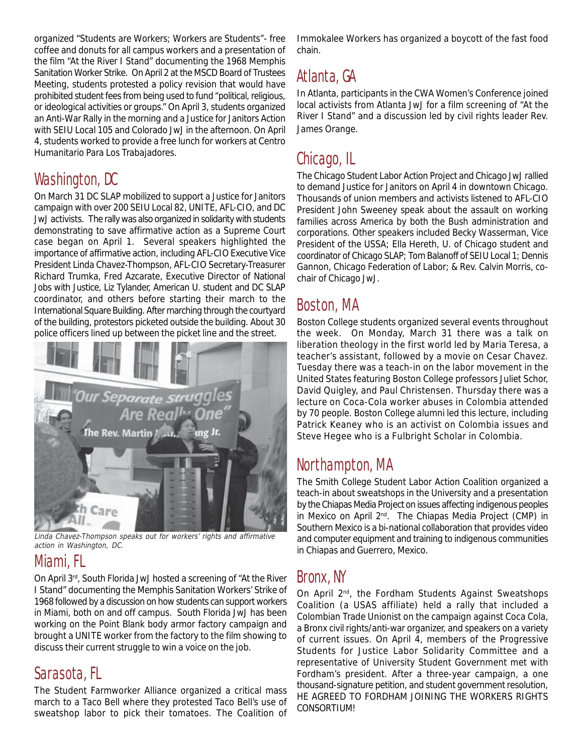organized "Students are Workers; Workers are Students"- free coffee and donuts for all campus workers and a presentation of the film "At the River I Stand" documenting the 1968 Memphis Sanitation Worker Strike. On April 2 at the MSCD Board of Trustees Meeting, students protested a policy revision that would have prohibited student fees from being used to fund "political, religious, or ideological activities or groups." On April 3, students organized an Anti-War Rally in the morning and a Justice for Janitors Action with SEIU Local 105 and Colorado JwJ in the afternoon. On April 4, students worked to provide a free lunch for workers at Centro Humanitario Para Los Trabajadores.

## Washington, DC

On March 31 DC SLAP mobilized to support a Justice for Janitors campaign with over 200 SEIU Local 82, UNITE, AFL-CIO, and DC JwJ activists. The rally was also organized in solidarity with students demonstrating to save affirmative action as a Supreme Court case began on April 1. Several speakers highlighted the importance of affirmative action, including AFL-CIO Executive Vice President Linda Chavez-Thompson, AFL-CIO Secretary-Treasurer Richard Trumka, Fred Azcarate, Executive Director of National Jobs with Justice, Liz Tylander, American U. student and DC SLAP coordinator, and others before starting their march to the International Square Building. After marching through the courtyard of the building, protestors picketed outside the building. About 30 police officers lined up between the picket line and the street.

*Linda Chavez-Thompson speaks out for workers' rights and affirmative action in Washington, DC.*

## Miami, FL

On April 3rd, South Florida JwJ hosted a screening of "At the River I Stand" documenting the Memphis Sanitation Workers' Strike of 1968 followed by a discussion on how students can support workers in Miami, both on and off campus. South Florida JwJ has been working on the Point Blank body armor factory campaign and brought a UNITE worker from the factory to the film showing to discuss their current struggle to win a voice on the job.

## Sarasota, FL

The Student Farmworker Alliance organized a critical mass march to a Taco Bell where they protested Taco Bell's use of sweatshop labor to pick their tomatoes. The Coalition of Immokalee Workers has organized a boycott of the fast food chain.

## Atlanta, GA

In Atlanta, participants in the CWA Women's Conference joined local activists from Atlanta JwJ for a film screening of "At the River I Stand" and a discussion led by civil rights leader Rev. James Orange.

## Chicago, IL

The Chicago Student Labor Action Project and Chicago JwJ rallied to demand Justice for Janitors on April 4 in downtown Chicago. Thousands of union members and activists listened to AFL-CIO President John Sweeney speak about the assault on working families across America by both the Bush administration and corporations. Other speakers included Becky Wasserman, Vice President of the USSA; Ella Hereth, U. of Chicago student and coordinator of Chicago SLAP; Tom Balanoff of SEIU Local 1; Dennis Gannon, Chicago Federation of Labor; & Rev. Calvin Morris, co-chair of Chicago JwJ.

## Boston, MA

Boston College students organized several events throughout the week. On Monday, March 31 there was a talk on liberation theology in the first world led by Maria Teresa, a teacher's assistant, followed by a movie on Cesar Chavez. Tuesday there was a teach-in on the labor movement in the United States featuring Boston College professors Juliet Schor, David Quigley, and Paul Christensen. Thursday there was a lecture on Coca-Cola worker abuses in Colombia attended by 70 people. Boston College alumni led this lecture, including Patrick Keaney who is an activist on Colombia issues and Steve Hegee who is a Fulbright Scholar in Colombia.

## Northampton, MA

The Smith College Student Labor Action Coalition organized a teach-in about sweatshops in the University and a presentation by the Chiapas Media Project on issues affecting indigenous peoples in Mexico on April 2nd. The Chiapas Media Project (CMP) in Southern Mexico is a bi-national collaboration that provides video and computer equipment and training to indigenous communities in Chiapas and Guerrero, Mexico.

## Bronx, NY

On April 2nd, the Fordham Students Against Sweatshops Coalition (a USAS affiliate) held a rally that included a Colombian Trade Unionist on the campaign against Coca Cola, a Bronx civil rights/anti-war organizer, and speakers on a variety of current issues. On April 4, members of the Progressive Students for Justice Labor Solidarity Committee and a representative of University Student Government met with Fordham's president. After a three-year campaign, a one thousand-signature petition, and student government resolution, HE AGREED TO FORDHAM JOINING THE WORKERS RIGHTS CONSORTIUM!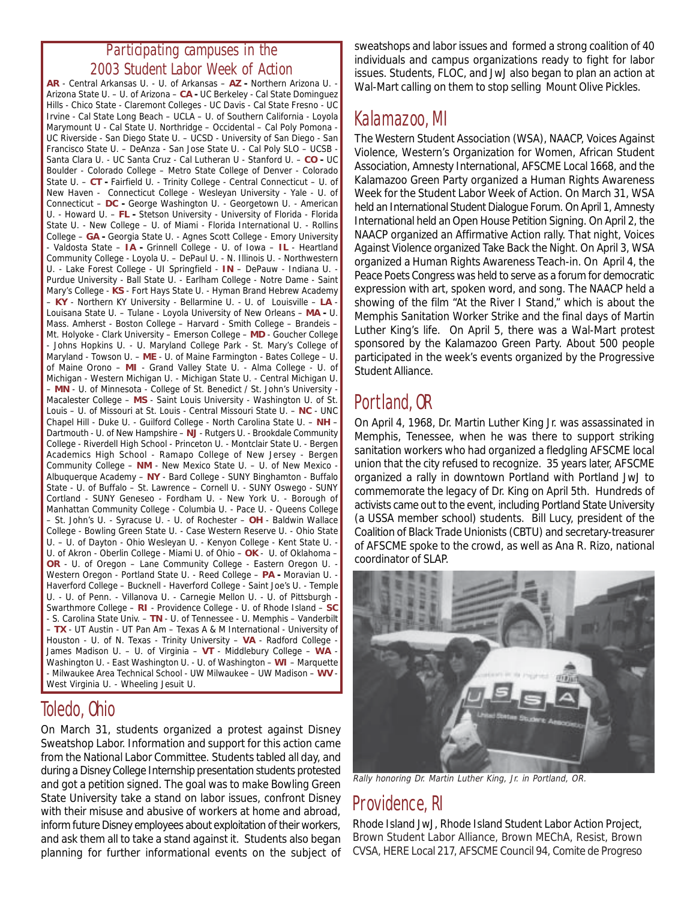## Participating campuses in the 2003 Student Labor Week of Action

**AR** - Central Arkansas U. - U. of Arkansas – **AZ** - Northern Arizona U. - Arizona State U. – U. of Arizona – **CA** - UC Berkeley - Cal State Dominguez Hills - Chico State - Claremont Colleges - UC Davis - Cal State Fresno - UC Irvine - Cal State Long Beach – UCLA – U. of Southern California - Loyola Marymount U - Cal State U. Northridge – Occidental – Cal Poly Pomona - UC Riverside - San Diego State U. – UCSD - University of San Diego - San Francisco State U. – DeAnza - San Jose State U. - Cal Poly SLO – UCSB - Santa Clara U. - UC Santa Cruz - Cal Lutheran U - Stanford U. – **CO** - UC Boulder - Colorado College – Metro State College of Denver - Colorado State U. – **CT** - Fairfield U. - Trinity College - Central Connecticut – U. of New Haven - Connecticut College - Wesleyan University - Yale - U. of Connecticut – **DC** - George Washington U. - Georgetown U. - American U. - Howard U. – **FL** - Stetson University - University of Florida - Florida State U. - New College – U. of Miami - Florida International U. - Rollins College – **GA** - Georgia State U. - Agnes Scott College - Emory University - Valdosta State – **IA** - Grinnell College - U. of Iowa – **IL** - Heartland Community College - Loyola U. – DePaul U. - N. Illinois U. - Northwestern U. - Lake Forest College - UI Springfield - **IN** – DePauw - Indiana U. - Purdue University - Ball State U. - Earlham College - Notre Dame - Saint Mary's College - **KS** - Fort Hays State U. - Hyman Brand Hebrew Academy – **KY** - Northern KY University - Bellarmine U. - U. of Louisville – **LA** - Louisana State U. – Tulane - Loyola University of New Orleans – **MA** - U. Mass. Amherst - Boston College – Harvard - Smith College – Brandeis – Mt. Holyoke - Clark University – Emerson College – **MD** - Goucher College - Johns Hopkins U. - U. Maryland College Park - St. Mary's College of Maryland - Towson U. – **ME** - U. of Maine Farmington - Bates College – U. of Maine Orono – **MI** - Grand Valley State U. - Alma College - U. of Michigan - Western Michigan U. - Michigan State U. - Central Michigan U. – **MN** - U. of Minnesota - College of St. Benedict / St. John's University - Macalester College – **MS** - Saint Louis University - Washington U. of St. Louis – U. of Missouri at St. Louis - Central Missouri State U. – **NC** - UNC Chapel Hill - Duke U. - Guilford College - North Carolina State U. – **NH** – Dartmouth - U. of New Hampshire – **NJ** - Rutgers U. - Brookdale Community College - Riverdell High School - Princeton U. - Montclair State U. - Bergen Academics High School - Ramapo College of New Jersey - Bergen Community College – **NM** - New Mexico State U. – U. of New Mexico - Albuquerque Academy – **NY** - Bard College - SUNY Binghamton - Buffalo State - U. of Buffalo – St. Lawrence – Cornell U. - SUNY Oswego - SUNY Cortland - SUNY Geneseo – Fordham U. - New York U. - Borough of Manhattan Community College - Columbia U. - Pace U. - Queens College – St. John's U. - Syracuse U. - U. of Rochester – **OH** - Baldwin Wallace College - Bowling Green State U. - Case Western Reserve U. - Ohio State U. – U. of Dayton - Ohio Wesleyan U. - Kenyon College - Kent State U. - U. of Akron - Oberlin College - Miami U. of Ohio – **OK** - U. of Oklahoma – **OR** - U. of Oregon – Lane Community College - Eastern Oregon U. - Western Oregon - Portland State U. - Reed College – **PA** - Moravian U. - Haverford College – Bucknell - Haverford College - Saint Joe's U. - Temple U. - U. of Penn. - Villanova U. - Carnegie Mellon U. - U. of Pittsburgh - Swarthmore College – **RI** - Providence College - U. of Rhode Island – **SC** - S. Carolina State Univ. – **TN** - U. of Tennessee - U. Memphis – Vanderbilt – **TX** - UT Austin - UT Pan Am – Texas A & M International - University of Houston - U. of N. Texas - Trinity University – **VA** - Radford College - James Madison U. – U. of Virginia – **VT** - Middlebury College – **WA** - Washington U. - East Washington U. - U. of Washington – **WI** – Marquette - Milwaukee Area Technical School - UW Milwaukee – UW Madison – **WV** - West Virginia U. - Wheeling Jesuit U.

## Toledo, Ohio

On March 31, students organized a protest against Disney Sweatshop Labor. Information and support for this action came from the National Labor Committee. Students tabled all day, and during a Disney College Internship presentation students protested and got a petition signed. The goal was to make Bowling Green State University take a stand on labor issues, confront Disney with their misuse and abusive of workers at home and abroad, inform future Disney employees about exploitation of their workers, and ask them all to take a stand against it. Students also began planning for further informational events on the subject of sweatshops and labor issues and formed a strong coalition of 40 individuals and campus organizations ready to fight for labor issues. Students, FLOC, and JwJ also began to plan an action at Wal-Mart calling on them to stop selling Mount Olive Pickles.

## Kalamazoo, MI

The Western Student Association (WSA), NAACP, Voices Against Violence, Western's Organization for Women, African Student Association, Amnesty International, AFSCME Local 1668, and the Kalamazoo Green Party organized a Human Rights Awareness Week for the Student Labor Week of Action. On March 31, WSA held an International Student Dialogue Forum. On April 1, Amnesty International held an Open House Petition Signing. On April 2, the NAACP organized an Affirmative Action rally. That night, Voices Against Violence organized Take Back the Night. On April 3, WSA organized a Human Rights Awareness Teach-in. On April 4, the Peace Poets Congress was held to serve as a forum for democratic expression with art, spoken word, and song. The NAACP held a showing of the film "At the River I Stand," which is about the Memphis Sanitation Worker Strike and the final days of Martin Luther King's life. On April 5, there was a Wal-Mart protest sponsored by the Kalamazoo Green Party. About 500 people participated in the week's events organized by the Progressive Student Alliance.

## Portland, OR

On April 4, 1968, Dr. Martin Luther King Jr. was assassinated in Memphis, Tenessee, when he was there to support striking sanitation workers who had organized a fledgling AFSCME local union that the city refused to recognize. 35 years later, AFSCME organized a rally in downtown Portland with Portland JwJ to commemorate the legacy of Dr. King on April 5th. Hundreds of activists came out to the event, including Portland State University (a USSA member school) students. Bill Lucy, president of the Coalition of Black Trade Unionists (CBTU) and secretary-treasurer of AFSCME spoke to the crowd, as well as Ana R. Rizo, national coordinator of SLAP.

*Rally honoring Dr. Martin Luther King, Jr. in Portland, OR.*

## Providence, RI

Rhode Island JwJ, Rhode Island Student Labor Action Project, Brown Student Labor Alliance, Brown MEChA, Resist, Brown CVSA, HERE Local 217, AFSCME Council 94, Comite de Progreso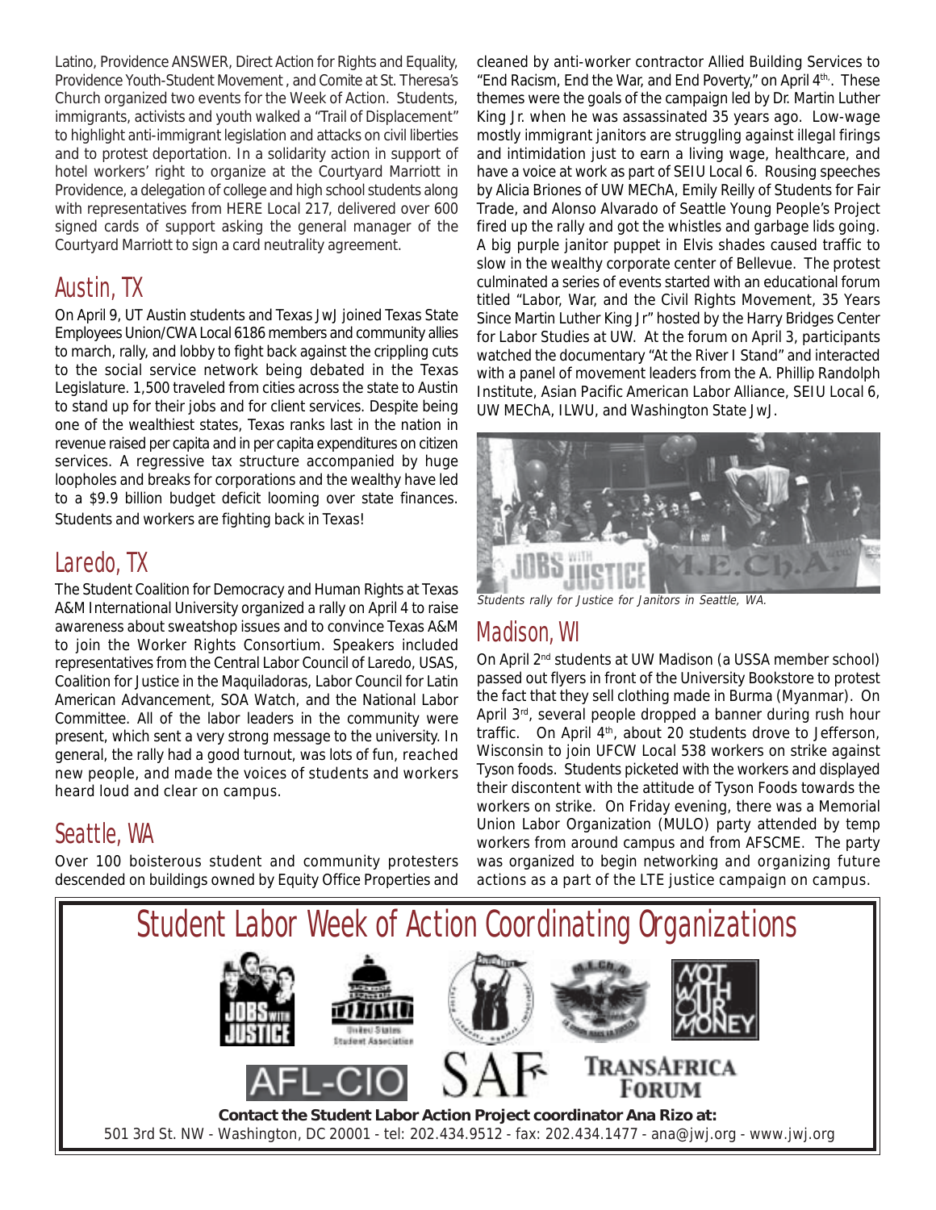Latino, Providence ANSWER, Direct Action for Rights and Equality, Providence Youth-Student Movement , and Comite at St. Theresa's Church organized two events for the Week of Action. Students, immigrants, activists and youth walked a "Trail of Displacement" to highlight anti-immigrant legislation and attacks on civil liberties and to protest deportation. In a solidarity action in support of hotel workers' right to organize at the Courtyard Marriott in Providence, a delegation of college and high school students along with representatives from HERE Local 217, delivered over 600 signed cards of support asking the general manager of the Courtyard Marriott to sign a card neutrality agreement.

## Austin, TX

On April 9, UT Austin students and Texas JwJ joined Texas State Employees Union/CWA Local 6186 members and community allies to march, rally, and lobby to fight back against the crippling cuts to the social service network being debated in the Texas Legislature. 1,500 traveled from cities across the state to Austin to stand up for their jobs and for client services. Despite being one of the wealthiest states, Texas ranks last in the nation in revenue raised per capita and in per capita expenditures on citizen services. A regressive tax structure accompanied by huge loopholes and breaks for corporations and the wealthy have led to a $9.9 billion budget deficit looming over state finances. Students and workers are fighting back in Texas!

## Laredo, TX

The Student Coalition for Democracy and Human Rights at Texas A&M International University organized a rally on April 4 to raise awareness about sweatshop issues and to convince Texas A&M to join the Worker Rights Consortium. Speakers included representatives from the Central Labor Council of Laredo, USAS, Coalition for Justice in the Maquiladoras, Labor Council for Latin American Advancement, SOA Watch, and the National Labor Committee. All of the labor leaders in the community were present, which sent a very strong message to the university. In general, the rally had a good turnout, was lots of fun, reached new people, and made the voices of students and workers heard loud and clear on campus.

## Seattle, WA

Over 100 boisterous student and community protesters descended on buildings owned by Equity Office Properties and cleaned by anti-worker contractor Allied Building Services to "End Racism, End the War, and End Poverty," on April 4th. These themes were the goals of the campaign led by Dr. Martin Luther King Jr. when he was assassinated 35 years ago. Low-wage mostly immigrant janitors are struggling against illegal firings and intimidation just to earn a living wage, healthcare, and have a voice at work as part of SEIU Local 6. Rousing speeches by Alicia Briones of UW MEChA, Emily Reilly of Students for Fair Trade, and Alonso Alvarado of Seattle Young People's Project fired up the rally and got the whistles and garbage lids going. A big purple janitor puppet in Elvis shades caused traffic to slow in the wealthy corporate center of Bellevue. The protest culminated a series of events started with an educational forum titled "Labor, War, and the Civil Rights Movement, 35 Years Since Martin Luther King Jr" hosted by the Harry Bridges Center for Labor Studies at UW. At the forum on April 3, participants watched the documentary "At the River I Stand" and interacted with a panel of movement leaders from the A. Phillip Randolph Institute, Asian Pacific American Labor Alliance, SEIU Local 6, UW MEChA, ILWU, and Washington State JwJ.

*Students rally for Justice for Janitors in Seattle, WA.*

## Madison, WI

On April 2nd students at UW Madison (a USSA member school) passed out flyers in front of the University Bookstore to protest the fact that they sell clothing made in Burma (Myanmar). On April 3rd, several people dropped a banner during rush hour traffic. On April 4th, about 20 students drove to Jefferson, Wisconsin to join UFCW Local 538 workers on strike against Tyson foods. Students picketed with the workers and displayed their discontent with the attitude of Tyson Foods towards the workers on strike. On Friday evening, there was a Memorial Union Labor Organization (MULO) party attended by temp workers from around campus and from AFSCME. The party was organized to begin networking and organizing future actions as a part of the LTE justice campaign on campus.

## Student Labor Week of Action Coordinating Organizations

**Contact the Student Labor Action Project coordinator Ana Rizo at:**

501 3rd St. NW - Washington, DC 20001 - tel: 202.434.9512 - fax: 202.434.1477 - ana@jwj.org - www.jwj.org